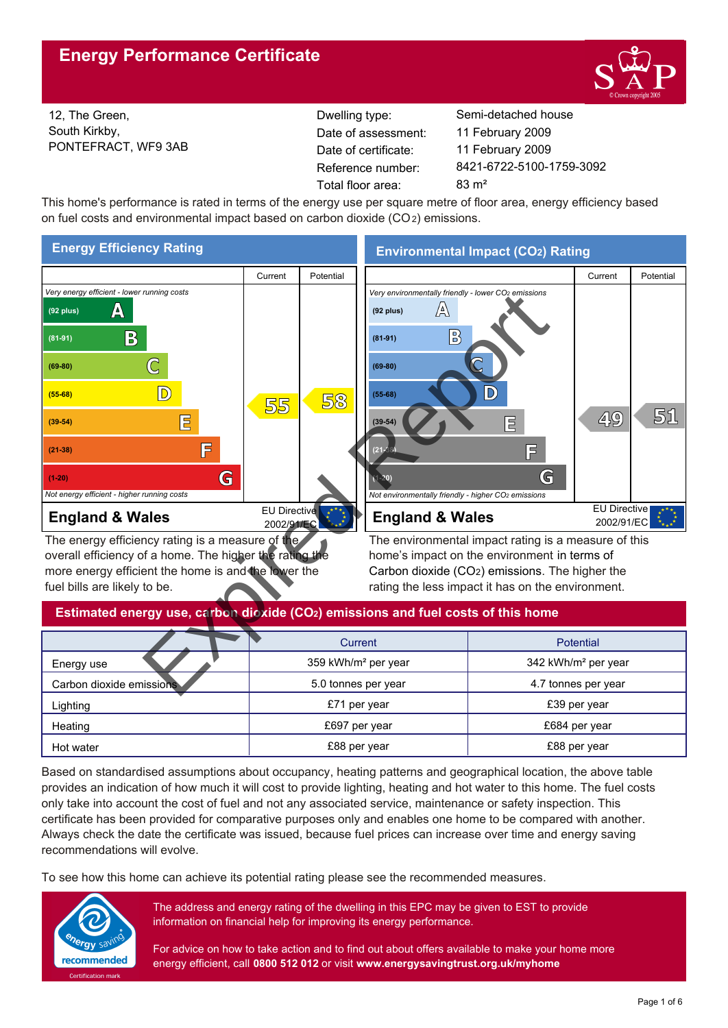# Energy Performance Certificate

12, The Green,
South Kirkby,
PONTEFRACT, WF9 3AB

| | |
|---|---|
| Dwelling type: | Semi-detached house |
| Date of assessment: | 11 February 2009 |
| Date of certificate: | 11 February 2009 |
| Reference number: | 8421-6722-5100-1759-3092 |
| Total floor area: | 83 m² |

This home's performance is rated in terms of the energy use per square metre of floor area, energy efficiency based on fuel costs and environmental impact based on carbon dioxide ($CO_2$) emissions.

Expired Report

## Energy Efficiency Rating

| | Current | Potential |
|---|---|---|
| *Very energy efficient - lower running costs* | | |
| (92 plus) A | | |
| (81-91) B | | |
| (69-80) C | | |
| (55-68) D | 55 | 58 |
| (39-54) E | | |
| (21-38) F | | |
| (1-20) G | | |
| *Not energy efficient - higher running costs* | | |
| **England & Wales** | EU Directive 2002/91/EC | |

The energy efficiency rating is a measure of the overall efficiency of a home. The higher the rating the more energy efficient the home is and the lower the fuel bills are likely to be.

## Environmental Impact ($CO_2$) Rating

| | Current | Potential |
|---|---|---|
| *Very environmentally friendly - lower $CO_2$ emissions* | | |
| (92 plus) A | | |
| (81-91) B | | |
| (69-80) C | | |
| (55-68) D | | |
| (39-54) E | 49 | 51 |
| (21-38) F | | |
| (1-20) G | | |
| *Not environmentally friendly - higher $CO_2$ emissions* | | |
| **England & Wales** | EU Directive 2002/91/EC | |

The environmental impact rating is a measure of this home's impact on the environment in terms of Carbon dioxide ($CO_2$) emissions. The higher the rating the less impact it has on the environment.

## Estimated energy use, carbon dioxide ($CO_2$) emissions and fuel costs of this home

| | Current | Potential |
|---|---|---|
| Energy use | 359 kWh/m² per year | 342 kWh/m² per year |
| Carbon dioxide emissions | 5.0 tonnes per year | 4.7 tonnes per year |
| Lighting | £71 per year | £39 per year |
| Heating | £697 per year | £684 per year |
| Hot water | £88 per year | £88 per year |

Based on standardised assumptions about occupancy, heating patterns and geographical location, the above table provides an indication of how much it will cost to provide lighting, heating and hot water to this home. The fuel costs only take into account the cost of fuel and not any associated service, maintenance or safety inspection. This certificate has been provided for comparative purposes only and enables one home to be compared with another. Always check the date the certificate was issued, because fuel prices can increase over time and energy saving recommendations will evolve.

To see how this home can achieve its potential rating please see the recommended measures.

energy saving recommended – Certification mark

The address and energy rating of the dwelling in this EPC may be given to EST to provide information on financial help for improving its energy performance.

For advice on how to take action and to find out about offers available to make your home more energy efficient, call **0800 512 012** or visit **www.energysavingtrust.org.uk/myhome**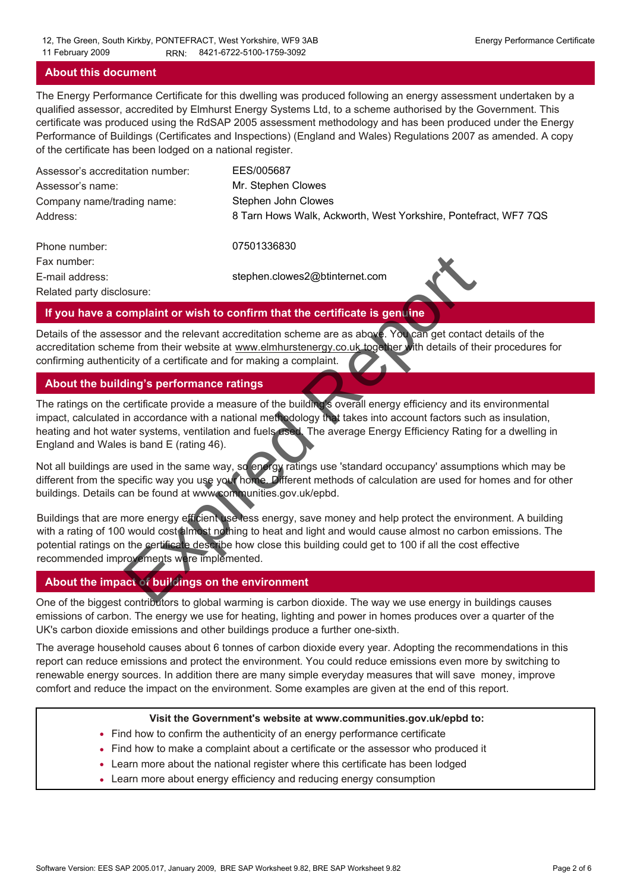## About this document

The Energy Performance Certificate for this dwelling was produced following an energy assessment undertaken by a qualified assessor, accredited by Elmhurst Energy Systems Ltd, to a scheme authorised by the Government. This certificate was produced using the RdSAP 2005 assessment methodology and has been produced under the Energy Performance of Buildings (Certificates and Inspections) (England and Wales) Regulations 2007 as amended. A copy of the certificate has been lodged on a national register.

| | |
|---|---|
| Assessor's accreditation number: | EES/005687 |
| Assessor's name: | Mr. Stephen Clowes |
| Company name/trading name: | Stephen John Clowes |
| Address: | 8 Tarn Hows Walk, Ackworth, West Yorkshire, Pontefract, WF7 7QS |
| Phone number: | 07501336830 |
| Fax number: | |
| E-mail address: | stephen.clowes2@btinternet.com |
| Related party disclosure: | |

## If you have a complaint or wish to confirm that the certificate is genuine

Details of the assessor and the relevant accreditation scheme are as above. You can get contact details of the accreditation scheme from their website at www.elmhurstenergy.co.uk together with details of their procedures for confirming authenticity of a certificate and for making a complaint.

## About the building's performance ratings

The ratings on the certificate provide a measure of the building's overall energy efficiency and its environmental impact, calculated in accordance with a national methodology that takes into account factors such as insulation, heating and hot water systems, ventilation and fuels used. The average Energy Efficiency Rating for a dwelling in England and Wales is band E (rating 46).

Not all buildings are used in the same way, so energy ratings use 'standard occupancy' assumptions which may be different from the specific way you use your home. Different methods of calculation are used for homes and for other buildings. Details can be found at www.communities.gov.uk/epbd.

Buildings that are more energy efficient use less energy, save money and help protect the environment. A building with a rating of 100 would cost almost nothing to heat and light and would cause almost no carbon emissions. The potential ratings on the certificate describe how close this building could get to 100 if all the cost effective recommended improvements were implemented.

## About the impact of buildings on the environment

One of the biggest contributors to global warming is carbon dioxide. The way we use energy in buildings causes emissions of carbon. The energy we use for heating, lighting and power in homes produces over a quarter of the UK's carbon dioxide emissions and other buildings produce a further one-sixth.

The average household causes about 6 tonnes of carbon dioxide every year. Adopting the recommendations in this report can reduce emissions and protect the environment. You could reduce emissions even more by switching to renewable energy sources. In addition there are many simple everyday measures that will save money, improve comfort and reduce the impact on the environment. Some examples are given at the end of this report.

**Visit the Government's website at www.communities.gov.uk/epbd to:**

- Find how to confirm the authenticity of an energy performance certificate
- Find how to make a complaint about a certificate or the assessor who produced it
- Learn more about the national register where this certificate has been lodged
- Learn more about energy efficiency and reducing energy consumption

Software Version: EES SAP 2005.017, January 2009, BRE SAP Worksheet 9.82, BRE SAP Worksheet 9.82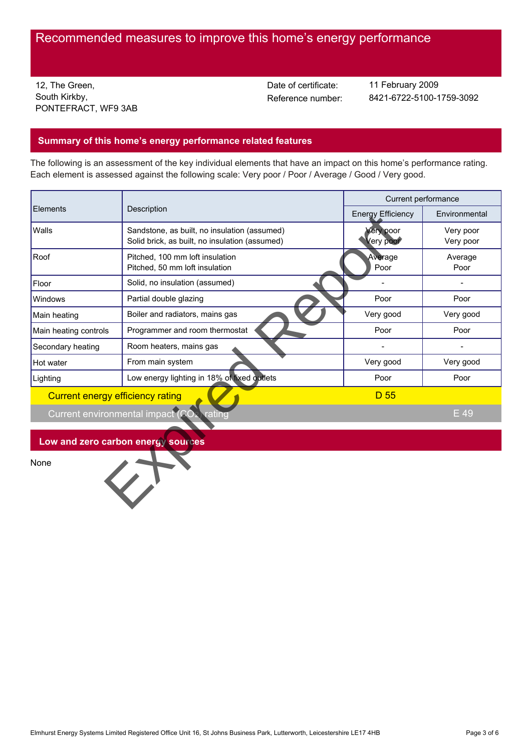# Recommended measures to improve this home's energy performance

12, The Green,
South Kirkby,
PONTEFRACT, WF9 3AB

Date of certificate: 11 February 2009
Reference number: 8421-6722-5100-1759-3092

## Summary of this home's energy performance related features

The following is an assessment of the key individual elements that have an impact on this home's performance rating. Each element is assessed against the following scale: Very poor / Poor / Average / Good / Very good.

| Elements | Description | Current performance | |
|---|---|---|---|
| | | Energy Efficiency | Environmental |
| Walls | Sandstone, as built, no insulation (assumed)<br>Solid brick, as built, no insulation (assumed) | Very poor<br>Very poor | Very poor<br>Very poor |
| Roof | Pitched, 100 mm loft insulation<br>Pitched, 50 mm loft insulation | Average<br>Poor | Average<br>Poor |
| Floor | Solid, no insulation (assumed) | - | - |
| Windows | Partial double glazing | Poor | Poor |
| Main heating | Boiler and radiators, mains gas | Very good | Very good |
| Main heating controls | Programmer and room thermostat | Poor | Poor |
| Secondary heating | Room heaters, mains gas | - | - |
| Hot water | From main system | Very good | Very good |
| Lighting | Low energy lighting in 18% of fixed outlets | Poor | Poor |
| Current energy efficiency rating | | D 55 | |
| Current environmental impact ($CO_2$) rating | | | E 49 |

## Low and zero carbon energy sources

None

Expired Report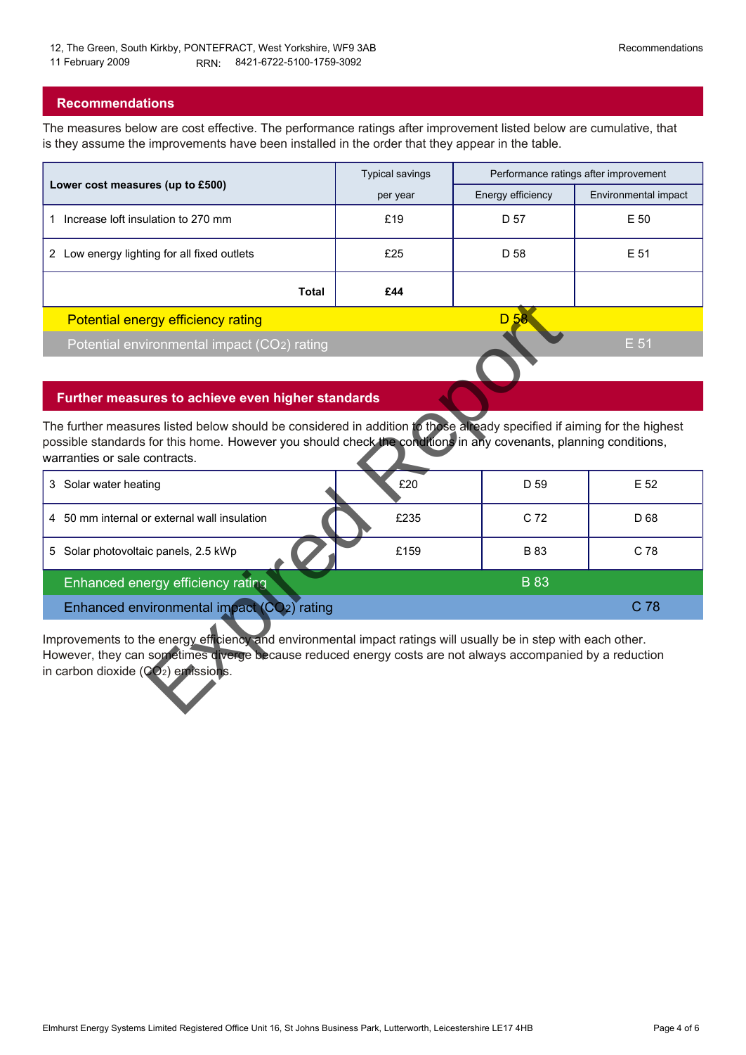12, The Green, South Kirkby, PONTEFRACT, West Yorkshire, WF9 3AB
11 February 2009 RRN: 8421-6722-5100-1759-3092

## Recommendations

The measures below are cost effective. The performance ratings after improvement listed below are cumulative, that is they assume the improvements have been installed in the order that they appear in the table.

| Lower cost measures (up to £500) | Typical savings per year | Performance ratings after improvement | |
|---|---|---|---|
| | | Energy efficiency | Environmental impact |
| 1 Increase loft insulation to 270 mm | £19 | D 57 | E 50 |
| 2 Low energy lighting for all fixed outlets | £25 | D 58 | E 51 |
| **Total** | **£44** | | |
| Potential energy efficiency rating | | D 58 | |
| Potential environmental impact ($CO_2$) rating | | | E 51 |

## Further measures to achieve even higher standards

The further measures listed below should be considered in addition to those already specified if aiming for the highest possible standards for this home. However you should check the conditions in any covenants, planning conditions, warranties or sale contracts.

| Measure | Typical savings per year | Energy efficiency | Environmental impact |
|---|---|---|---|
| 3 Solar water heating | £20 | D 59 | E 52 |
| 4 50 mm internal or external wall insulation | £235 | C 72 | D 68 |
| 5 Solar photovoltaic panels, 2.5 kWp | £159 | B 83 | C 78 |
| Enhanced energy efficiency rating | | B 83 | |
| Enhanced environmental impact ($CO_2$) rating | | | C 78 |

Improvements to the energy efficiency and environmental impact ratings will usually be in step with each other. However, they can sometimes diverge because reduced energy costs are not always accompanied by a reduction in carbon dioxide ($CO_2$) emissions.

Elmhurst Energy Systems Limited Registered Office Unit 16, St Johns Business Park, Lutterworth, Leicestershire LE17 4HB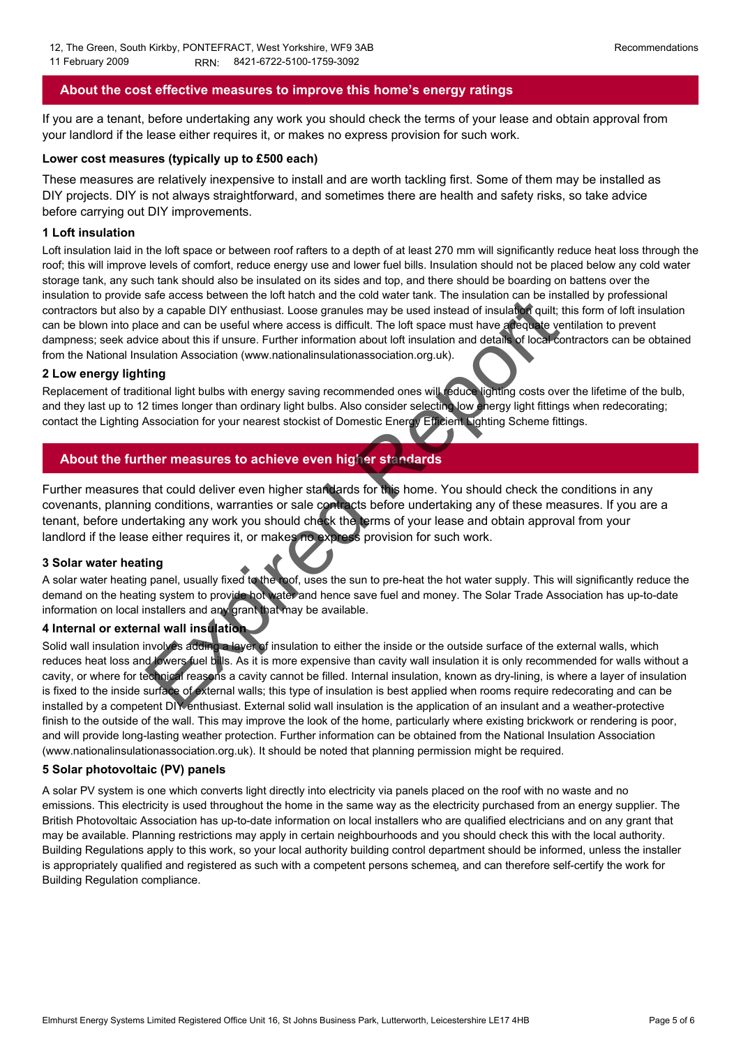## About the cost effective measures to improve this home's energy ratings

If you are a tenant, before undertaking any work you should check the terms of your lease and obtain approval from your landlord if the lease either requires it, or makes no express provision for such work.

### Lower cost measures (typically up to £500 each)

These measures are relatively inexpensive to install and are worth tackling first. Some of them may be installed as DIY projects. DIY is not always straightforward, and sometimes there are health and safety risks, so take advice before carrying out DIY improvements.

#### 1 Loft insulation

Loft insulation laid in the loft space or between roof rafters to a depth of at least 270 mm will significantly reduce heat loss through the roof; this will improve levels of comfort, reduce energy use and lower fuel bills. Insulation should not be placed below any cold water storage tank, any such tank should also be insulated on its sides and top, and there should be boarding on battens over the insulation to provide safe access between the loft hatch and the cold water tank. The insulation can be installed by professional contractors but also by a capable DIY enthusiast. Loose granules may be used instead of insulation quilt; this form of loft insulation can be blown into place and can be useful where access is difficult. The loft space must have adequate ventilation to prevent dampness; seek advice about this if unsure. Further information about loft insulation and details of local contractors can be obtained from the National Insulation Association (www.nationalinsulationassociation.org.uk).

#### 2 Low energy lighting

Replacement of traditional light bulbs with energy saving recommended ones will reduce lighting costs over the lifetime of the bulb, and they last up to 12 times longer than ordinary light bulbs. Also consider selecting low energy light fittings when redecorating; contact the Lighting Association for your nearest stockist of Domestic Energy Efficient Lighting Scheme fittings.

## About the further measures to achieve even higher standards

Further measures that could deliver even higher standards for this home. You should check the conditions in any covenants, planning conditions, warranties or sale contracts before undertaking any of these measures. If you are a tenant, before undertaking any work you should check the terms of your lease and obtain approval from your landlord if the lease either requires it, or makes no express provision for such work.

#### 3 Solar water heating

A solar water heating panel, usually fixed to the roof, uses the sun to pre-heat the hot water supply. This will significantly reduce the demand on the heating system to provide hot water and hence save fuel and money. The Solar Trade Association has up-to-date information on local installers and any grant that may be available.

#### 4 Internal or external wall insulation

Solid wall insulation involves adding a layer of insulation to either the inside or the outside surface of the external walls, which reduces heat loss and lowers fuel bills. As it is more expensive than cavity wall insulation it is only recommended for walls without a cavity, or where for technical reasons a cavity cannot be filled. Internal insulation, known as dry-lining, is where a layer of insulation is fixed to the inside surface of external walls; this type of insulation is best applied when rooms require redecorating and can be installed by a competent DIY enthusiast. External solid wall insulation is the application of an insulant and a weather-protective finish to the outside of the wall. This may improve the look of the home, particularly where existing brickwork or rendering is poor, and will provide long-lasting weather protection. Further information can be obtained from the National Insulation Association (www.nationalinsulationassociation.org.uk). It should be noted that planning permission might be required.

#### 5 Solar photovoltaic (PV) panels

A solar PV system is one which converts light directly into electricity via panels placed on the roof with no waste and no emissions. This electricity is used throughout the home in the same way as the electricity purchased from an energy supplier. The British Photovoltaic Association has up-to-date information on local installers who are qualified electricians and on any grant that may be available. Planning restrictions may apply in certain neighbourhoods and you should check this with the local authority. Building Regulations apply to this work, so your local authority building control department should be informed, unless the installer is appropriately qualified and registered as such with a competent persons schemea, and can therefore self-certify the work for Building Regulation compliance.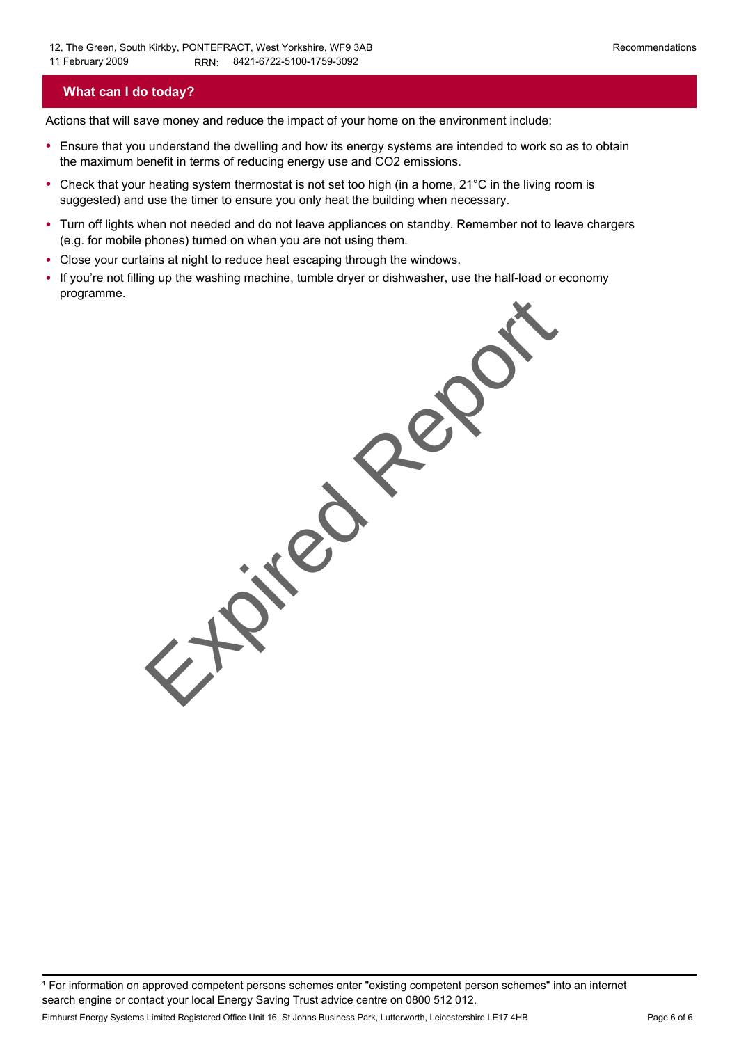12, The Green, South Kirkby, PONTEFRACT, West Yorkshire, WF9 3AB
11 February 2009 RRN: 8421-6722-5100-1759-3092

## What can I do today?

Actions that will save money and reduce the impact of your home on the environment include:

- Ensure that you understand the dwelling and how its energy systems are intended to work so as to obtain the maximum benefit in terms of reducing energy use and $CO_2$ emissions.
- Check that your heating system thermostat is not set too high (in a home, 21°C in the living room is suggested) and use the timer to ensure you only heat the building when necessary.
- Turn off lights when not needed and do not leave appliances on standby. Remember not to leave chargers (e.g. for mobile phones) turned on when you are not using them.
- Close your curtains at night to reduce heat escaping through the windows.
- If you're not filling up the washing machine, tumble dryer or dishwasher, use the half-load or economy programme.

Expired Report

[1] For information on approved competent persons schemes enter "existing competent person schemes" into an internet search engine or contact your local Energy Saving Trust advice centre on 0800 512 012.

Elmhurst Energy Systems Limited Registered Office Unit 16, St Johns Business Park, Lutterworth, Leicestershire LE17 4HB